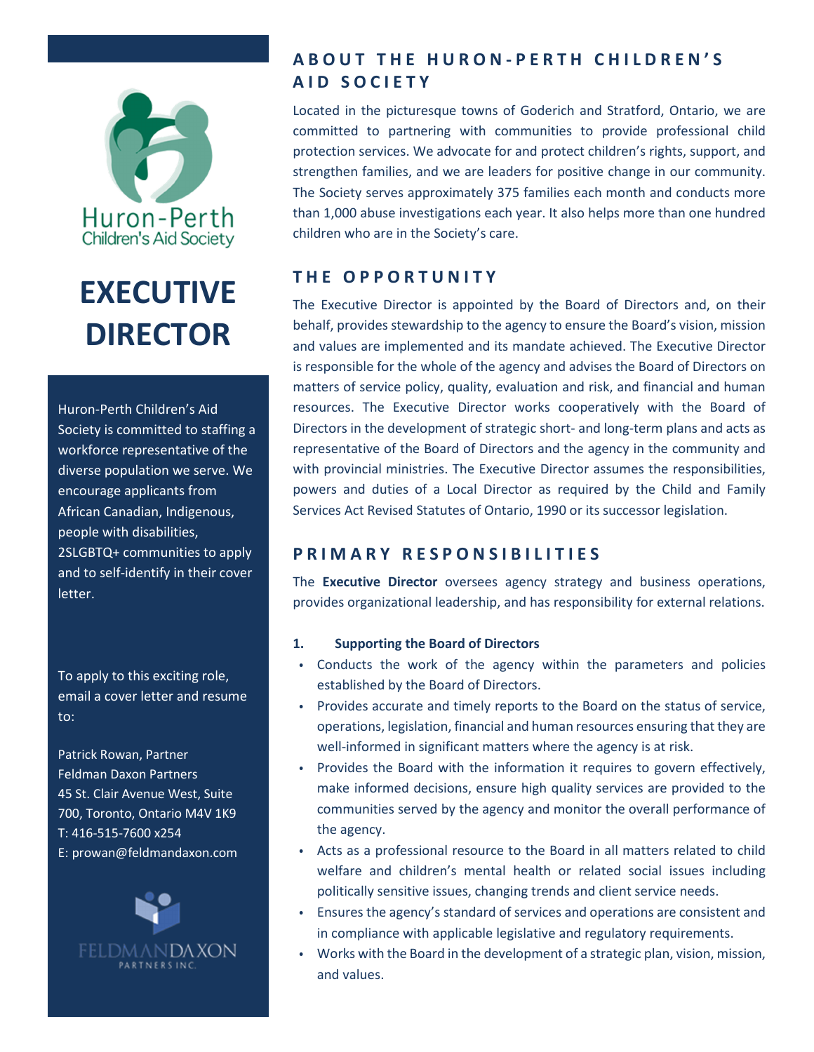Huron-Perth Children's Aid Society

# EXECUTIVE DIRECTOR

Huron-Perth Children's Aid Society is committed to staffing a workforce representative of the diverse population we serve. We encourage applicants from African Canadian, Indigenous, people with disabilities, 2SLGBTQ+ communities to apply and to self-identify in their cover letter.

To apply to this exciting role, email a cover letter and resume to:

Patrick Rowan, Partner
Feldman Daxon Partners
45 St. Clair Avenue West, Suite 700, Toronto, Ontario M4V 1K9
T: 416-515-7600 x254
E: prowan@feldmandaxon.com

FELDMANDAXON PARTNERS INC.

## ABOUT THE HURON-PERTH CHILDREN'S AID SOCIETY

Located in the picturesque towns of Goderich and Stratford, Ontario, we are committed to partnering with communities to provide professional child protection services. We advocate for and protect children's rights, support, and strengthen families, and we are leaders for positive change in our community. The Society serves approximately 375 families each month and conducts more than 1,000 abuse investigations each year. It also helps more than one hundred children who are in the Society's care.

## THE OPPORTUNITY

The Executive Director is appointed by the Board of Directors and, on their behalf, provides stewardship to the agency to ensure the Board's vision, mission and values are implemented and its mandate achieved. The Executive Director is responsible for the whole of the agency and advises the Board of Directors on matters of service policy, quality, evaluation and risk, and financial and human resources. The Executive Director works cooperatively with the Board of Directors in the development of strategic short- and long-term plans and acts as representative of the Board of Directors and the agency in the community and with provincial ministries. The Executive Director assumes the responsibilities, powers and duties of a Local Director as required by the Child and Family Services Act Revised Statutes of Ontario, 1990 or its successor legislation.

## PRIMARY RESPONSIBILITIES

The **Executive Director** oversees agency strategy and business operations, provides organizational leadership, and has responsibility for external relations.

**1. Supporting the Board of Directors**

- Conducts the work of the agency within the parameters and policies established by the Board of Directors.
- Provides accurate and timely reports to the Board on the status of service, operations, legislation, financial and human resources ensuring that they are well-informed in significant matters where the agency is at risk.
- Provides the Board with the information it requires to govern effectively, make informed decisions, ensure high quality services are provided to the communities served by the agency and monitor the overall performance of the agency.
- Acts as a professional resource to the Board in all matters related to child welfare and children's mental health or related social issues including politically sensitive issues, changing trends and client service needs.
- Ensures the agency's standard of services and operations are consistent and in compliance with applicable legislative and regulatory requirements.
- Works with the Board in the development of a strategic plan, vision, mission, and values.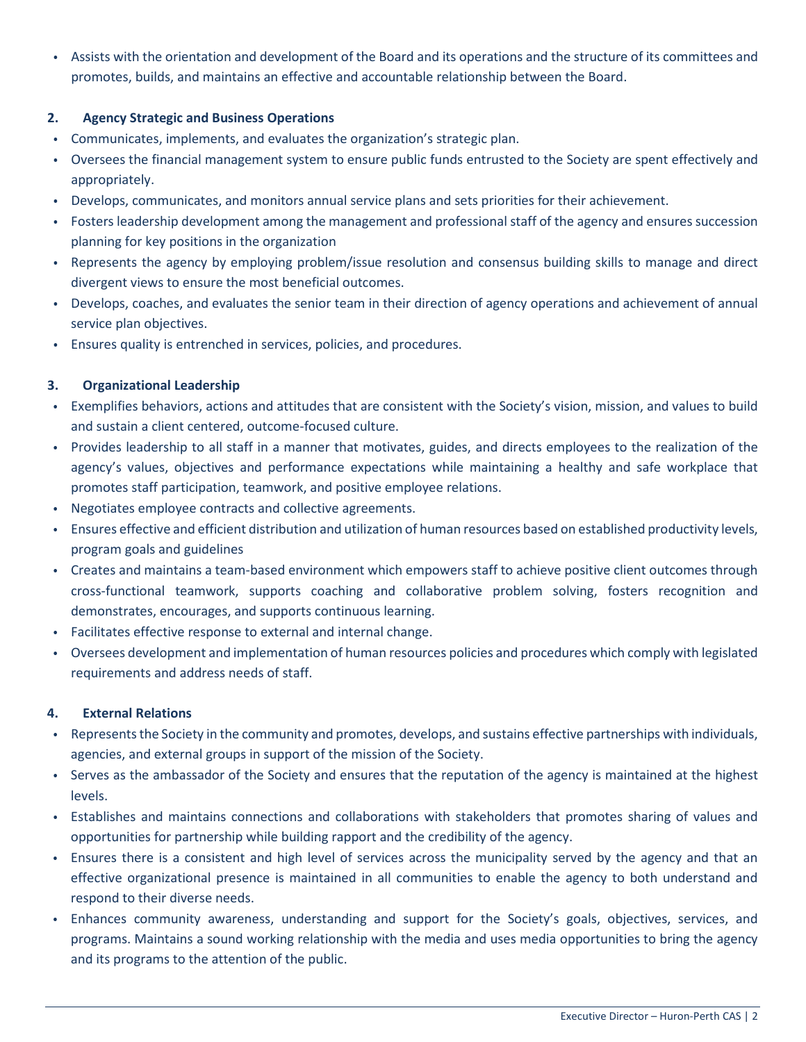- Assists with the orientation and development of the Board and its operations and the structure of its committees and promotes, builds, and maintains an effective and accountable relationship between the Board.

**2. Agency Strategic and Business Operations**

- Communicates, implements, and evaluates the organization's strategic plan.
- Oversees the financial management system to ensure public funds entrusted to the Society are spent effectively and appropriately.
- Develops, communicates, and monitors annual service plans and sets priorities for their achievement.
- Fosters leadership development among the management and professional staff of the agency and ensures succession planning for key positions in the organization
- Represents the agency by employing problem/issue resolution and consensus building skills to manage and direct divergent views to ensure the most beneficial outcomes.
- Develops, coaches, and evaluates the senior team in their direction of agency operations and achievement of annual service plan objectives.
- Ensures quality is entrenched in services, policies, and procedures.

**3. Organizational Leadership**

- Exemplifies behaviors, actions and attitudes that are consistent with the Society's vision, mission, and values to build and sustain a client centered, outcome-focused culture.
- Provides leadership to all staff in a manner that motivates, guides, and directs employees to the realization of the agency's values, objectives and performance expectations while maintaining a healthy and safe workplace that promotes staff participation, teamwork, and positive employee relations.
- Negotiates employee contracts and collective agreements.
- Ensures effective and efficient distribution and utilization of human resources based on established productivity levels, program goals and guidelines
- Creates and maintains a team-based environment which empowers staff to achieve positive client outcomes through cross-functional teamwork, supports coaching and collaborative problem solving, fosters recognition and demonstrates, encourages, and supports continuous learning.
- Facilitates effective response to external and internal change.
- Oversees development and implementation of human resources policies and procedures which comply with legislated requirements and address needs of staff.

**4. External Relations**

- Represents the Society in the community and promotes, develops, and sustains effective partnerships with individuals, agencies, and external groups in support of the mission of the Society.
- Serves as the ambassador of the Society and ensures that the reputation of the agency is maintained at the highest levels.
- Establishes and maintains connections and collaborations with stakeholders that promotes sharing of values and opportunities for partnership while building rapport and the credibility of the agency.
- Ensures there is a consistent and high level of services across the municipality served by the agency and that an effective organizational presence is maintained in all communities to enable the agency to both understand and respond to their diverse needs.
- Enhances community awareness, understanding and support for the Society's goals, objectives, services, and programs. Maintains a sound working relationship with the media and uses media opportunities to bring the agency and its programs to the attention of the public.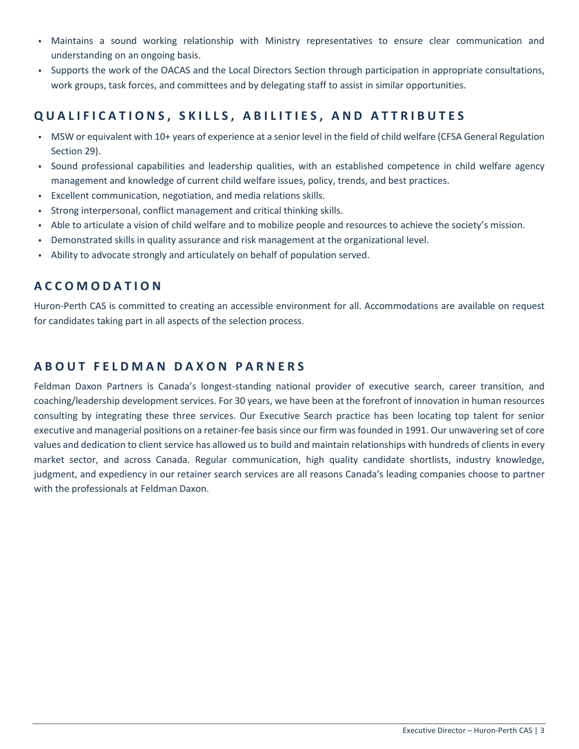- Maintains a sound working relationship with Ministry representatives to ensure clear communication and understanding on an ongoing basis.
- Supports the work of the OACAS and the Local Directors Section through participation in appropriate consultations, work groups, task forces, and committees and by delegating staff to assist in similar opportunities.

## QUALIFICATIONS, SKILLS, ABILITIES, AND ATTRIBUTES

- MSW or equivalent with 10+ years of experience at a senior level in the field of child welfare (CFSA General Regulation Section 29).
- Sound professional capabilities and leadership qualities, with an established competence in child welfare agency management and knowledge of current child welfare issues, policy, trends, and best practices.
- Excellent communication, negotiation, and media relations skills.
- Strong interpersonal, conflict management and critical thinking skills.
- Able to articulate a vision of child welfare and to mobilize people and resources to achieve the society's mission.
- Demonstrated skills in quality assurance and risk management at the organizational level.
- Ability to advocate strongly and articulately on behalf of population served.

## ACCOMODATION

Huron-Perth CAS is committed to creating an accessible environment for all. Accommodations are available on request for candidates taking part in all aspects of the selection process.

## ABOUT FELDMAN DAXON PARNERS

Feldman Daxon Partners is Canada's longest-standing national provider of executive search, career transition, and coaching/leadership development services. For 30 years, we have been at the forefront of innovation in human resources consulting by integrating these three services. Our Executive Search practice has been locating top talent for senior executive and managerial positions on a retainer-fee basis since our firm was founded in 1991. Our unwavering set of core values and dedication to client service has allowed us to build and maintain relationships with hundreds of clients in every market sector, and across Canada. Regular communication, high quality candidate shortlists, industry knowledge, judgment, and expediency in our retainer search services are all reasons Canada's leading companies choose to partner with the professionals at Feldman Daxon.